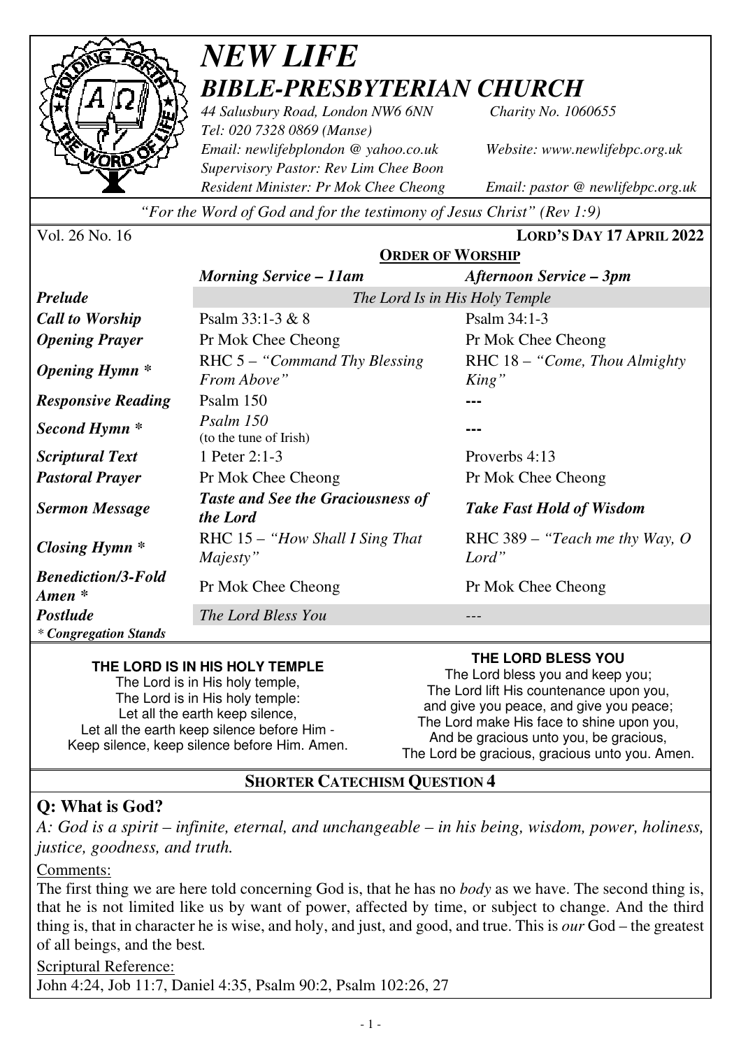# *NEW LIFE*
## *BIBLE-PRESBYTERIAN CHURCH*

*44 Salusbury Road, London NW6 6NN* *Charity No. 1060655*
*Tel: 020 7328 0869 (Manse)*
*Email: newlifebplondon @ yahoo.co.uk* *Website: www.newlifebpc.org.uk*
*Supervisory Pastor: Rev Lim Chee Boon*
*Resident Minister: Pr Mok Chee Cheong* *Email: pastor @ newlifebpc.org.uk*

*"For the Word of God and for the testimony of Jesus Christ" (Rev 1:9)*

Vol. 26 No. 16 **LORD'S DAY 17 APRIL 2022**

**ORDER OF WORSHIP**

| | ***Morning Service – 11am*** | ***Afternoon Service – 3pm*** |
|---|---|---|
| ***Prelude*** | *The Lord Is in His Holy Temple* | |
| ***Call to Worship*** | Psalm 33:1-3 & 8 | Psalm 34:1-3 |
| ***Opening Prayer*** | Pr Mok Chee Cheong | Pr Mok Chee Cheong |
| ***Opening Hymn **** | RHC 5 – *"Command Thy Blessing From Above"* | RHC 18 – *"Come, Thou Almighty King"* |
| ***Responsive Reading*** | Psalm 150 | --- |
| ***Second Hymn **** | *Psalm 150* (to the tune of Irish) | --- |
| ***Scriptural Text*** | 1 Peter 2:1-3 | Proverbs 4:13 |
| ***Pastoral Prayer*** | Pr Mok Chee Cheong | Pr Mok Chee Cheong |
| ***Sermon Message*** | ***Taste and See the Graciousness of the Lord*** | ***Take Fast Hold of Wisdom*** |
| ***Closing Hymn **** | RHC 15 – *"How Shall I Sing That Majesty"* | RHC 389 – *"Teach me thy Way, O Lord"* |
| ***Benediction/3-Fold Amen **** | Pr Mok Chee Cheong | Pr Mok Chee Cheong |
| ***Postlude*** | *The Lord Bless You* | --- |

*\* Congregation Stands*

**THE LORD IS IN HIS HOLY TEMPLE**

The Lord is in His holy temple,
The Lord is in His holy temple:
Let all the earth keep silence,
Let all the earth keep silence before Him -
Keep silence, keep silence before Him. Amen.

**THE LORD BLESS YOU**

The Lord bless you and keep you;
The Lord lift His countenance upon you,
and give you peace, and give you peace;
The Lord make His face to shine upon you,
And be gracious unto you, be gracious,
The Lord be gracious, gracious unto you. Amen.

## SHORTER CATECHISM QUESTION 4

**Q: What is God?**

*A: God is a spirit – infinite, eternal, and unchangeable – in his being, wisdom, power, holiness, justice, goodness, and truth.*

Comments:

The first thing we are here told concerning God is, that he has no *body* as we have. The second thing is, that he is not limited like us by want of power, affected by time, or subject to change. And the third thing is, that in character he is wise, and holy, and just, and good, and true. This is *our* God – the greatest of all beings, and the best.

Scriptural Reference:

John 4:24, Job 11:7, Daniel 4:35, Psalm 90:2, Psalm 102:26, 27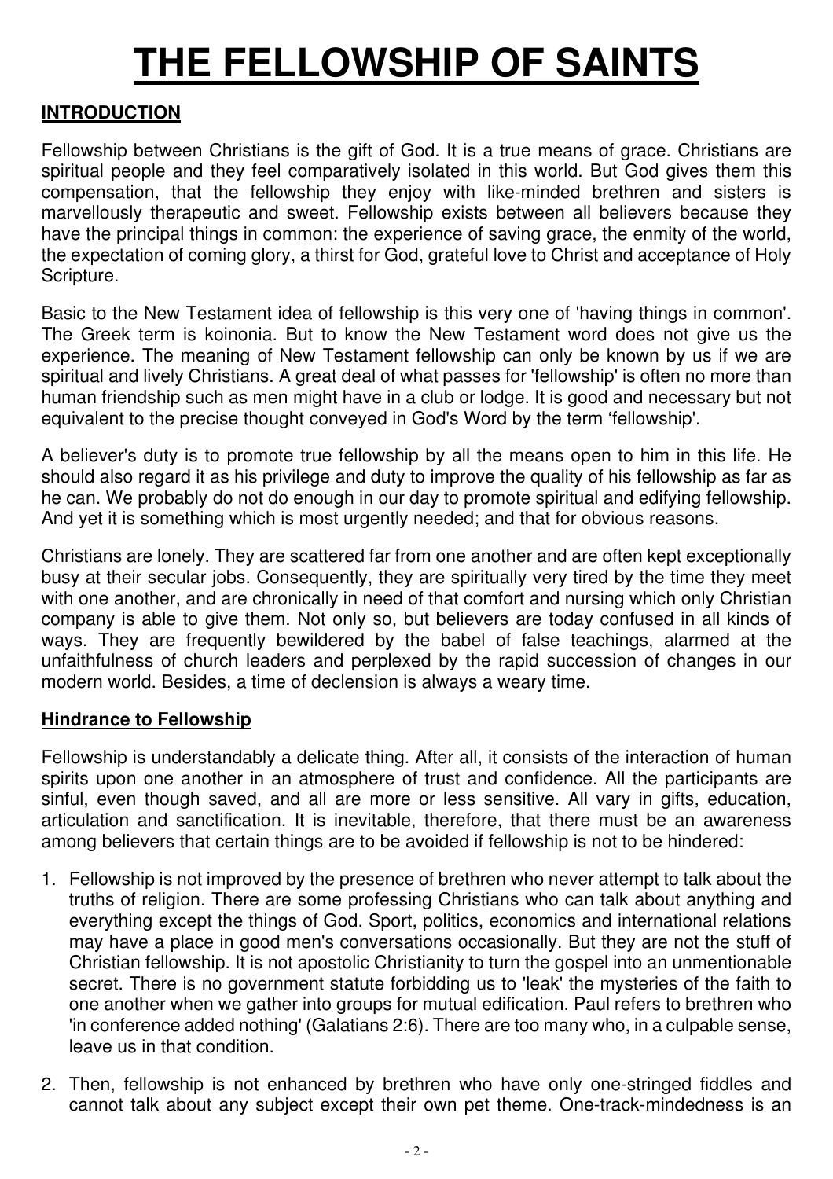# THE FELLOWSHIP OF SAINTS

## INTRODUCTION

Fellowship between Christians is the gift of God. It is a true means of grace. Christians are spiritual people and they feel comparatively isolated in this world. But God gives them this compensation, that the fellowship they enjoy with like-minded brethren and sisters is marvellously therapeutic and sweet. Fellowship exists between all believers because they have the principal things in common: the experience of saving grace, the enmity of the world, the expectation of coming glory, a thirst for God, grateful love to Christ and acceptance of Holy Scripture.

Basic to the New Testament idea of fellowship is this very one of 'having things in common'. The Greek term is koinonia. But to know the New Testament word does not give us the experience. The meaning of New Testament fellowship can only be known by us if we are spiritual and lively Christians. A great deal of what passes for 'fellowship' is often no more than human friendship such as men might have in a club or lodge. It is good and necessary but not equivalent to the precise thought conveyed in God's Word by the term 'fellowship'.

A believer's duty is to promote true fellowship by all the means open to him in this life. He should also regard it as his privilege and duty to improve the quality of his fellowship as far as he can. We probably do not do enough in our day to promote spiritual and edifying fellowship. And yet it is something which is most urgently needed; and that for obvious reasons.

Christians are lonely. They are scattered far from one another and are often kept exceptionally busy at their secular jobs. Consequently, they are spiritually very tired by the time they meet with one another, and are chronically in need of that comfort and nursing which only Christian company is able to give them. Not only so, but believers are today confused in all kinds of ways. They are frequently bewildered by the babel of false teachings, alarmed at the unfaithfulness of church leaders and perplexed by the rapid succession of changes in our modern world. Besides, a time of declension is always a weary time.

## Hindrance to Fellowship

Fellowship is understandably a delicate thing. After all, it consists of the interaction of human spirits upon one another in an atmosphere of trust and confidence. All the participants are sinful, even though saved, and all are more or less sensitive. All vary in gifts, education, articulation and sanctification. It is inevitable, therefore, that there must be an awareness among believers that certain things are to be avoided if fellowship is not to be hindered:

1. Fellowship is not improved by the presence of brethren who never attempt to talk about the truths of religion. There are some professing Christians who can talk about anything and everything except the things of God. Sport, politics, economics and international relations may have a place in good men's conversations occasionally. But they are not the stuff of Christian fellowship. It is not apostolic Christianity to turn the gospel into an unmentionable secret. There is no government statute forbidding us to 'leak' the mysteries of the faith to one another when we gather into groups for mutual edification. Paul refers to brethren who 'in conference added nothing' (Galatians 2:6). There are too many who, in a culpable sense, leave us in that condition.

2. Then, fellowship is not enhanced by brethren who have only one-stringed fiddles and cannot talk about any subject except their own pet theme. One-track-mindedness is an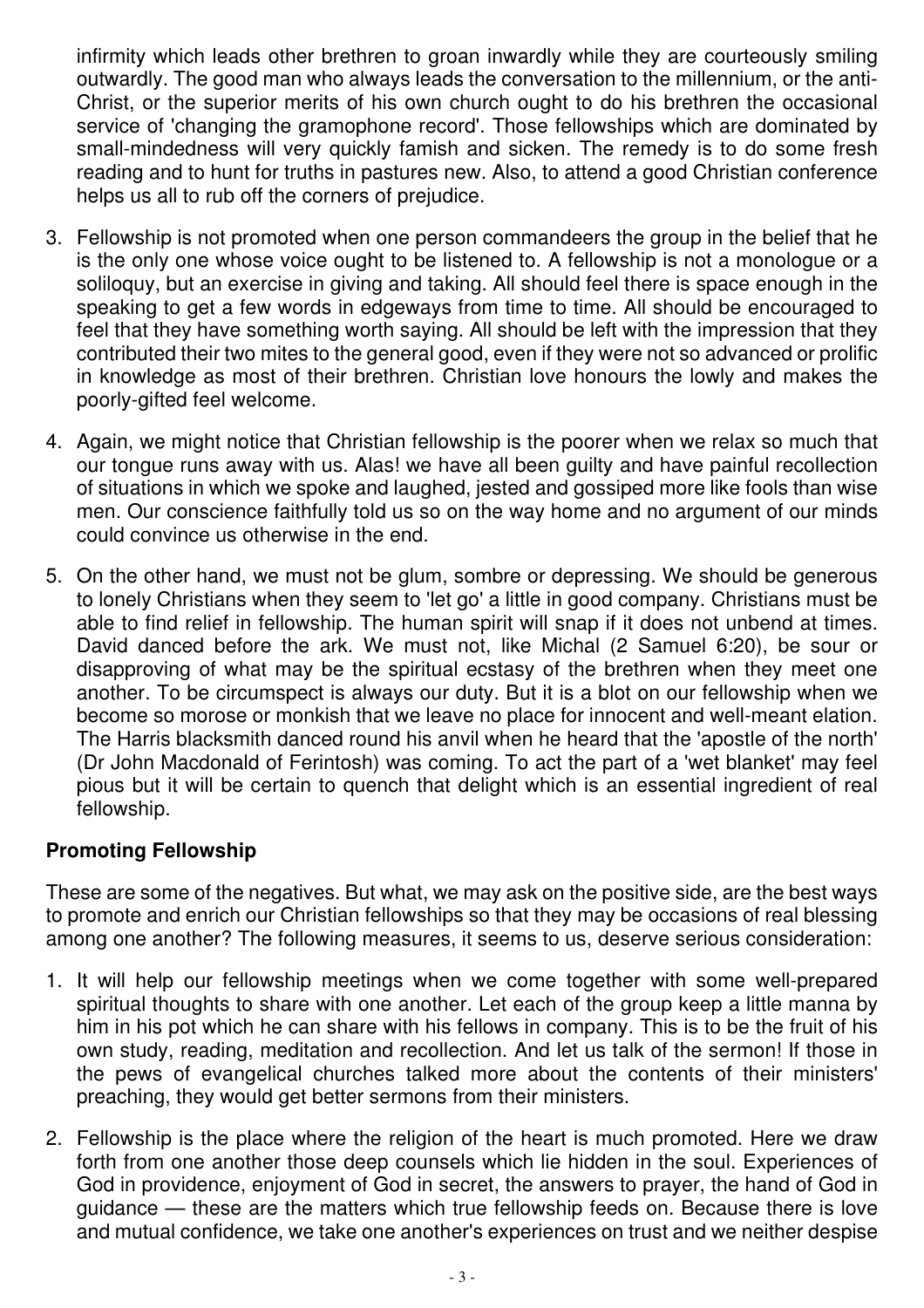infirmity which leads other brethren to groan inwardly while they are courteously smiling outwardly. The good man who always leads the conversation to the millennium, or the anti-Christ, or the superior merits of his own church ought to do his brethren the occasional service of 'changing the gramophone record'. Those fellowships which are dominated by small-mindedness will very quickly famish and sicken. The remedy is to do some fresh reading and to hunt for truths in pastures new. Also, to attend a good Christian conference helps us all to rub off the corners of prejudice.

3. Fellowship is not promoted when one person commandeers the group in the belief that he is the only one whose voice ought to be listened to. A fellowship is not a monologue or a soliloquy, but an exercise in giving and taking. All should feel there is space enough in the speaking to get a few words in edgeways from time to time. All should be encouraged to feel that they have something worth saying. All should be left with the impression that they contributed their two mites to the general good, even if they were not so advanced or prolific in knowledge as most of their brethren. Christian love honours the lowly and makes the poorly-gifted feel welcome.

4. Again, we might notice that Christian fellowship is the poorer when we relax so much that our tongue runs away with us. Alas! we have all been guilty and have painful recollection of situations in which we spoke and laughed, jested and gossiped more like fools than wise men. Our conscience faithfully told us so on the way home and no argument of our minds could convince us otherwise in the end.

5. On the other hand, we must not be glum, sombre or depressing. We should be generous to lonely Christians when they seem to 'let go' a little in good company. Christians must be able to find relief in fellowship. The human spirit will snap if it does not unbend at times. David danced before the ark. We must not, like Michal (2 Samuel 6:20), be sour or disapproving of what may be the spiritual ecstasy of the brethren when they meet one another. To be circumspect is always our duty. But it is a blot on our fellowship when we become so morose or monkish that we leave no place for innocent and well-meant elation. The Harris blacksmith danced round his anvil when he heard that the 'apostle of the north' (Dr John Macdonald of Ferintosh) was coming. To act the part of a 'wet blanket' may feel pious but it will be certain to quench that delight which is an essential ingredient of real fellowship.

### Promoting Fellowship

These are some of the negatives. But what, we may ask on the positive side, are the best ways to promote and enrich our Christian fellowships so that they may be occasions of real blessing among one another? The following measures, it seems to us, deserve serious consideration:

1. It will help our fellowship meetings when we come together with some well-prepared spiritual thoughts to share with one another. Let each of the group keep a little manna by him in his pot which he can share with his fellows in company. This is to be the fruit of his own study, reading, meditation and recollection. And let us talk of the sermon! If those in the pews of evangelical churches talked more about the contents of their ministers' preaching, they would get better sermons from their ministers.

2. Fellowship is the place where the religion of the heart is much promoted. Here we draw forth from one another those deep counsels which lie hidden in the soul. Experiences of God in providence, enjoyment of God in secret, the answers to prayer, the hand of God in guidance — these are the matters which true fellowship feeds on. Because there is love and mutual confidence, we take one another's experiences on trust and we neither despise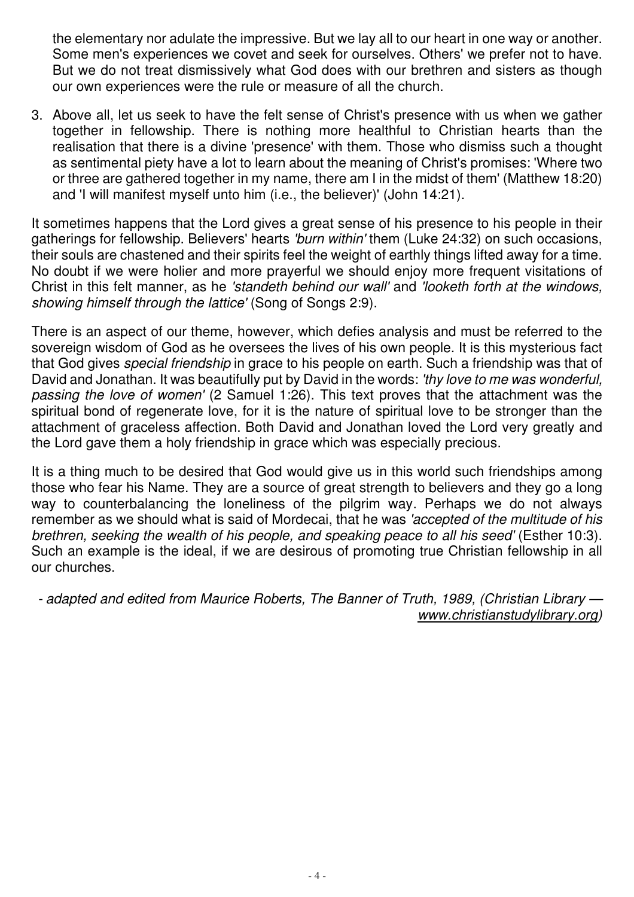the elementary nor adulate the impressive. But we lay all to our heart in one way or another. Some men's experiences we covet and seek for ourselves. Others' we prefer not to have. But we do not treat dismissively what God does with our brethren and sisters as though our own experiences were the rule or measure of all the church.

3. Above all, let us seek to have the felt sense of Christ's presence with us when we gather together in fellowship. There is nothing more healthful to Christian hearts than the realisation that there is a divine 'presence' with them. Those who dismiss such a thought as sentimental piety have a lot to learn about the meaning of Christ's promises: 'Where two or three are gathered together in my name, there am I in the midst of them' (Matthew 18:20) and 'I will manifest myself unto him (i.e., the believer)' (John 14:21).

It sometimes happens that the Lord gives a great sense of his presence to his people in their gatherings for fellowship. Believers' hearts *'burn within'* them (Luke 24:32) on such occasions, their souls are chastened and their spirits feel the weight of earthly things lifted away for a time. No doubt if we were holier and more prayerful we should enjoy more frequent visitations of Christ in this felt manner, as he *'standeth behind our wall'* and *'looketh forth at the windows, showing himself through the lattice'* (Song of Songs 2:9).

There is an aspect of our theme, however, which defies analysis and must be referred to the sovereign wisdom of God as he oversees the lives of his own people. It is this mysterious fact that God gives *special friendship* in grace to his people on earth. Such a friendship was that of David and Jonathan. It was beautifully put by David in the words: *'thy love to me was wonderful, passing the love of women'* (2 Samuel 1:26). This text proves that the attachment was the spiritual bond of regenerate love, for it is the nature of spiritual love to be stronger than the attachment of graceless affection. Both David and Jonathan loved the Lord very greatly and the Lord gave them a holy friendship in grace which was especially precious.

It is a thing much to be desired that God would give us in this world such friendships among those who fear his Name. They are a source of great strength to believers and they go a long way to counterbalancing the loneliness of the pilgrim way. Perhaps we do not always remember as we should what is said of Mordecai, that he was *'accepted of the multitude of his brethren, seeking the wealth of his people, and speaking peace to all his seed'* (Esther 10:3). Such an example is the ideal, if we are desirous of promoting true Christian fellowship in all our churches.

*- adapted and edited from Maurice Roberts, The Banner of Truth, 1989, (Christian Library — www.christianstudylibrary.org)*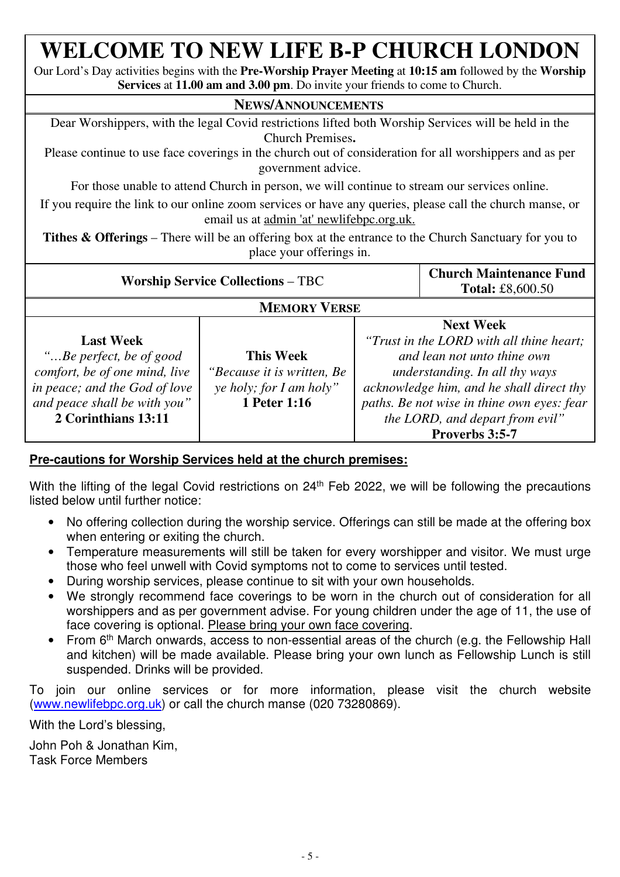# WELCOME TO NEW LIFE B-P CHURCH LONDON

Our Lord's Day activities begins with the **Pre-Worship Prayer Meeting** at **10:15 am** followed by the **Worship Services** at **11.00 am and 3.00 pm**. Do invite your friends to come to Church.

## NEWS/ANNOUNCEMENTS

Dear Worshippers, with the legal Covid restrictions lifted both Worship Services will be held in the Church Premises**.**

Please continue to use face coverings in the church out of consideration for all worshippers and as per government advice.

For those unable to attend Church in person, we will continue to stream our services online.

If you require the link to our online zoom services or have any queries, please call the church manse, or email us at admin 'at' newlifebpc.org.uk.

**Tithes & Offerings** – There will be an offering box at the entrance to the Church Sanctuary for you to place your offerings in.

| **Worship Service Collections** – TBC | **Church Maintenance Fund** **Total:** £8,600.50 |
|---|---|

## MEMORY VERSE

| **Last Week** | **This Week** | **Next Week** |
|---|---|---|
| *"…Be perfect, be of good comfort, be of one mind, live in peace; and the God of love and peace shall be with you"* **2 Corinthians 13:11** | *"Because it is written, Be ye holy; for I am holy"* **1 Peter 1:16** | *"Trust in the LORD with all thine heart; and lean not unto thine own understanding. In all thy ways acknowledge him, and he shall direct thy paths. Be not wise in thine own eyes: fear the LORD, and depart from evil"* **Proverbs 3:5-7** |

**Pre-cautions for Worship Services held at the church premises:**

With the lifting of the legal Covid restrictions on 24th Feb 2022, we will be following the precautions listed below until further notice:

- No offering collection during the worship service. Offerings can still be made at the offering box when entering or exiting the church.
- Temperature measurements will still be taken for every worshipper and visitor. We must urge those who feel unwell with Covid symptoms not to come to services until tested.
- During worship services, please continue to sit with your own households.
- We strongly recommend face coverings to be worn in the church out of consideration for all worshippers and as per government advise. For young children under the age of 11, the use of face covering is optional. Please bring your own face covering.
- From 6th March onwards, access to non-essential areas of the church (e.g. the Fellowship Hall and kitchen) will be made available. Please bring your own lunch as Fellowship Lunch is still suspended. Drinks will be provided.

To join our online services or for more information, please visit the church website (www.newlifebpc.org.uk) or call the church manse (020 73280869).

With the Lord's blessing,

John Poh & Jonathan Kim,
Task Force Members